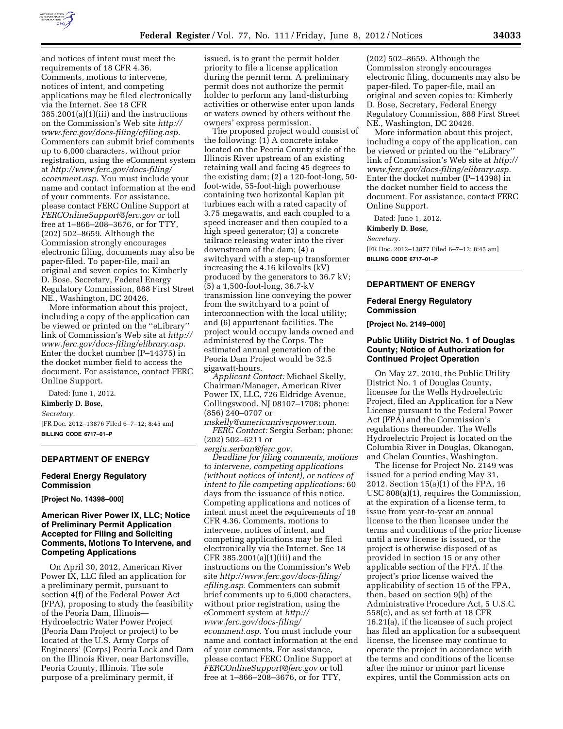and notices of intent must meet the requirements of 18 CFR 4.36. Comments, motions to intervene, notices of intent, and competing applications may be filed electronically via the Internet. See 18 CFR 385.2001(a)(1)(iii) and the instructions on the Commission's Web site *http://www.ferc.gov/docs-filing/efiling.asp.* Commenters can submit brief comments up to 6,000 characters, without prior registration, using the eComment system at *http://www.ferc.gov/docs-filing/ecomment.asp.* You must include your name and contact information at the end of your comments. For assistance, please contact FERC Online Support at *FERCOnlineSupport@ferc.gov* or toll free at 1–866–208–3676, or for TTY, (202) 502–8659. Although the Commission strongly encourages electronic filing, documents may also be paper-filed. To paper-file, mail an original and seven copies to: Kimberly D. Bose, Secretary, Federal Energy Regulatory Commission, 888 First Street NE., Washington, DC 20426.

More information about this project, including a copy of the application can be viewed or printed on the ''eLibrary'' link of Commission's Web site at *http://www.ferc.gov/docs-filing/elibrary.asp.* Enter the docket number (P–14375) in the docket number field to access the document. For assistance, contact FERC Online Support.

Dated: June 1, 2012.

**Kimberly D. Bose,**

*Secretary.*

[FR Doc. 2012–13876 Filed 6–7–12; 8:45 am]

**BILLING CODE 6717–01–P**

## DEPARTMENT OF ENERGY

### Federal Energy Regulatory Commission

**[Project No. 14398–000]**

### American River Power IX, LLC; Notice of Preliminary Permit Application Accepted for Filing and Soliciting Comments, Motions To Intervene, and Competing Applications

On April 30, 2012, American River Power IX, LLC filed an application for a preliminary permit, pursuant to section 4(f) of the Federal Power Act (FPA), proposing to study the feasibility of the Peoria Dam, Illinois—Hydroelectric Water Power Project (Peoria Dam Project or project) to be located at the U.S. Army Corps of Engineers' (Corps) Peoria Lock and Dam on the Illinois River, near Bartonsville, Peoria County, Illinois. The sole purpose of a preliminary permit, if issued, is to grant the permit holder priority to file a license application during the permit term. A preliminary permit does not authorize the permit holder to perform any land-disturbing activities or otherwise enter upon lands or waters owned by others without the owners' express permission.

The proposed project would consist of the following: (1) A concrete intake located on the Peoria County side of the Illinois River upstream of an existing retaining wall and facing 45 degrees to the existing dam; (2) a 120-foot-long, 50-foot-wide, 55-foot-high powerhouse containing two horizontal Kaplan pit turbines each with a rated capacity of 3.75 megawatts, and each coupled to a speed increaser and then coupled to a high speed generator; (3) a concrete tailrace releasing water into the river downstream of the dam; (4) a switchyard with a step-up transformer increasing the 4.16 kilovolts (kV) produced by the generators to 36.7 kV; (5) a 1,500-foot-long, 36.7-kV transmission line conveying the power from the switchyard to a point of interconnection with the local utility; and (6) appurtenant facilities. The project would occupy lands owned and administered by the Corps. The estimated annual generation of the Peoria Dam Project would be 32.5 gigawatt-hours.

*Applicant Contact:* Michael Skelly, Chairman/Manager, American River Power IX, LLC, 726 Eldridge Avenue, Collingswood, NJ 08107–1708; phone: (856) 240–0707 or *mskelly@americanriverpower.com.*

*FERC Contact:* Sergiu Serban; phone: (202) 502–6211 or *sergiu.serban@ferc.gov.*

*Deadline for filing comments, motions to intervene, competing applications (without notices of intent), or notices of intent to file competing applications:* 60 days from the issuance of this notice. Competing applications and notices of intent must meet the requirements of 18 CFR 4.36. Comments, motions to intervene, notices of intent, and competing applications may be filed electronically via the Internet. See 18 CFR 385.2001(a)(1)(iii) and the instructions on the Commission's Web site *http://www.ferc.gov/docs-filing/efiling.asp.* Commenters can submit brief comments up to 6,000 characters, without prior registration, using the eComment system at *http://www.ferc.gov/docs-filing/ecomment.asp.* You must include your name and contact information at the end of your comments. For assistance, please contact FERC Online Support at *FERCOnlineSupport@ferc.gov* or toll free at 1–866–208–3676, or for TTY, (202) 502–8659. Although the Commission strongly encourages electronic filing, documents may also be paper-filed. To paper-file, mail an original and seven copies to: Kimberly D. Bose, Secretary, Federal Energy Regulatory Commission, 888 First Street NE., Washington, DC 20426.

More information about this project, including a copy of the application, can be viewed or printed on the ''eLibrary'' link of Commission's Web site at *http://www.ferc.gov/docs-filing/elibrary.asp.* Enter the docket number (P–14398) in the docket number field to access the document. For assistance, contact FERC Online Support.

Dated: June 1, 2012.

**Kimberly D. Bose,**

*Secretary.*

[FR Doc. 2012–13877 Filed 6–7–12; 8:45 am]

**BILLING CODE 6717–01–P**

## DEPARTMENT OF ENERGY

### Federal Energy Regulatory Commission

**[Project No. 2149–000]**

### Public Utility District No. 1 of Douglas County; Notice of Authorization for Continued Project Operation

On May 27, 2010, the Public Utility District No. 1 of Douglas County, licensee for the Wells Hydroelectric Project, filed an Application for a New License pursuant to the Federal Power Act (FPA) and the Commission's regulations thereunder. The Wells Hydroelectric Project is located on the Columbia River in Douglas, Okanogan, and Chelan Counties, Washington.

The license for Project No. 2149 was issued for a period ending May 31, 2012. Section 15(a)(1) of the FPA, 16 USC 808(a)(1), requires the Commission, at the expiration of a license term, to issue from year-to-year an annual license to the then licensee under the terms and conditions of the prior license until a new license is issued, or the project is otherwise disposed of as provided in section 15 or any other applicable section of the FPA. If the project's prior license waived the applicability of section 15 of the FPA, then, based on section 9(b) of the Administrative Procedure Act, 5 U.S.C. 558(c), and as set forth at 18 CFR 16.21(a), if the licensee of such project has filed an application for a subsequent license, the licensee may continue to operate the project in accordance with the terms and conditions of the license after the minor or minor part license expires, until the Commission acts on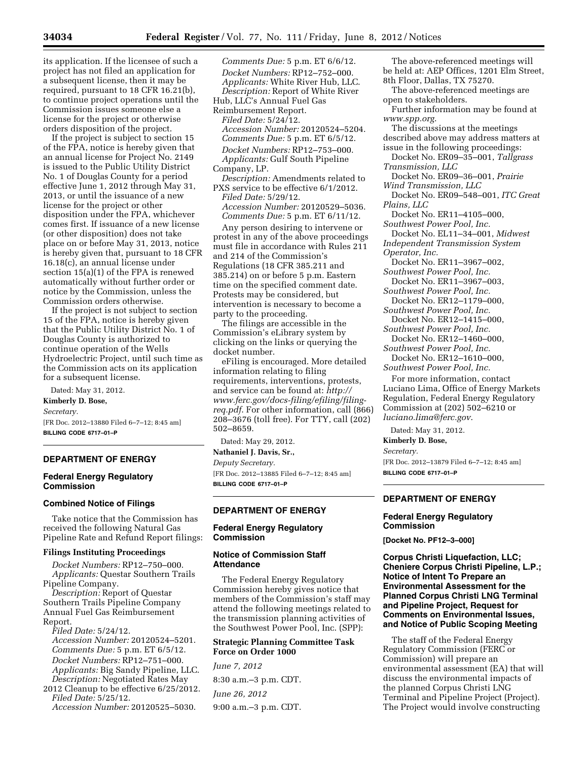its application. If the licensee of such a project has not filed an application for a subsequent license, then it may be required, pursuant to 18 CFR 16.21(b), to continue project operations until the Commission issues someone else a license for the project or otherwise orders disposition of the project.

If the project is subject to section 15 of the FPA, notice is hereby given that an annual license for Project No. 2149 is issued to the Public Utility District No. 1 of Douglas County for a period effective June 1, 2012 through May 31, 2013, or until the issuance of a new license for the project or other disposition under the FPA, whichever comes first. If issuance of a new license (or other disposition) does not take place on or before May 31, 2013, notice is hereby given that, pursuant to 18 CFR 16.18(c), an annual license under section 15(a)(1) of the FPA is renewed automatically without further order or notice by the Commission, unless the Commission orders otherwise.

If the project is not subject to section 15 of the FPA, notice is hereby given that the Public Utility District No. 1 of Douglas County is authorized to continue operation of the Wells Hydroelectric Project, until such time as the Commission acts on its application for a subsequent license.

Dated: May 31, 2012.

**Kimberly D. Bose,**

*Secretary.*

[FR Doc. 2012–13880 Filed 6–7–12; 8:45 am]

**BILLING CODE 6717–01–P**

## DEPARTMENT OF ENERGY

### Federal Energy Regulatory Commission

#### Combined Notice of Filings

Take notice that the Commission has received the following Natural Gas Pipeline Rate and Refund Report filings:

#### Filings Instituting Proceedings

*Docket Numbers:* RP12–750–000.
*Applicants:* Questar Southern Trails Pipeline Company.
*Description:* Report of Questar Southern Trails Pipeline Company Annual Fuel Gas Reimbursement Report.
*Filed Date:* 5/24/12.
*Accession Number:* 20120524–5201.
*Comments Due:* 5 p.m. ET 6/5/12.

*Docket Numbers:* RP12–751–000.
*Applicants:* Big Sandy Pipeline, LLC.
*Description:* Negotiated Rates May 2012 Cleanup to be effective 6/25/2012.
*Filed Date:* 5/25/12.
*Accession Number:* 20120525–5030.
*Comments Due:* 5 p.m. ET 6/6/12.

*Docket Numbers:* RP12–752–000.
*Applicants:* White River Hub, LLC.
*Description:* Report of White River Hub, LLC's Annual Fuel Gas Reimbursement Report.
*Filed Date:* 5/24/12.
*Accession Number:* 20120524–5204.
*Comments Due:* 5 p.m. ET 6/5/12.

*Docket Numbers:* RP12–753–000.
*Applicants:* Gulf South Pipeline Company, LP.
*Description:* Amendments related to PXS service to be effective 6/1/2012.
*Filed Date:* 5/29/12.
*Accession Number:* 20120529–5036.
*Comments Due:* 5 p.m. ET 6/11/12.

Any person desiring to intervene or protest in any of the above proceedings must file in accordance with Rules 211 and 214 of the Commission's Regulations (18 CFR 385.211 and 385.214) on or before 5 p.m. Eastern time on the specified comment date. Protests may be considered, but intervention is necessary to become a party to the proceeding.

The filings are accessible in the Commission's eLibrary system by clicking on the links or querying the docket number.

eFiling is encouraged. More detailed information relating to filing requirements, interventions, protests, and service can be found at: *http://www.ferc.gov/docs-filing/efiling/filing-req.pdf*. For other information, call (866) 208–3676 (toll free). For TTY, call (202) 502–8659.

Dated: May 29, 2012.

**Nathaniel J. Davis, Sr.,**

*Deputy Secretary.*

[FR Doc. 2012–13885 Filed 6–7–12; 8:45 am]

**BILLING CODE 6717–01–P**

## DEPARTMENT OF ENERGY

### Federal Energy Regulatory Commission

#### Notice of Commission Staff Attendance

The Federal Energy Regulatory Commission hereby gives notice that members of the Commission's staff may attend the following meetings related to the transmission planning activities of the Southwest Power Pool, Inc. (SPP):

#### Strategic Planning Committee Task Force on Order 1000

*June 7, 2012*

8:30 a.m.–3 p.m. CDT.

*June 26, 2012*

9:00 a.m.–3 p.m. CDT.

The above-referenced meetings will be held at: AEP Offices, 1201 Elm Street, 8th Floor, Dallas, TX 75270.

The above-referenced meetings are open to stakeholders.

Further information may be found at *www.spp.org*.

The discussions at the meetings described above may address matters at issue in the following proceedings:

Docket No. ER09–35–001, *Tallgrass Transmission, LLC*

Docket No. ER09–36–001, *Prairie Wind Transmission, LLC*

Docket No. ER09–548–001, *ITC Great Plains, LLC*

Docket No. ER11–4105–000, *Southwest Power Pool, Inc.*

Docket No. EL11–34–001, *Midwest Independent Transmission System Operator, Inc.*

Docket No. ER11–3967–002, *Southwest Power Pool, Inc.*

Docket No. ER11–3967–003, *Southwest Power Pool, Inc.*

Docket No. ER12–1179–000, *Southwest Power Pool, Inc.*

Docket No. ER12–1415–000, *Southwest Power Pool, Inc.*

Docket No. ER12–1460–000, *Southwest Power Pool, Inc.*

Docket No. ER12–1610–000, *Southwest Power Pool, Inc.*

For more information, contact Luciano Lima, Office of Energy Markets Regulation, Federal Energy Regulatory Commission at (202) 502–6210 or *luciano.lima@ferc.gov*.

Dated: May 31, 2012.

**Kimberly D. Bose,**

*Secretary.*

[FR Doc. 2012–13879 Filed 6–7–12; 8:45 am]

**BILLING CODE 6717–01–P**

## DEPARTMENT OF ENERGY

### Federal Energy Regulatory Commission

**[Docket No. PF12–3–000]**

#### Corpus Christi Liquefaction, LLC; Cheniere Corpus Christi Pipeline, L.P.; Notice of Intent To Prepare an Environmental Assessment for the Planned Corpus Christi LNG Terminal and Pipeline Project, Request for Comments on Environmental Issues, and Notice of Public Scoping Meeting

The staff of the Federal Energy Regulatory Commission (FERC or Commission) will prepare an environmental assessment (EA) that will discuss the environmental impacts of the planned Corpus Christi LNG Terminal and Pipeline Project (Project). The Project would involve constructing